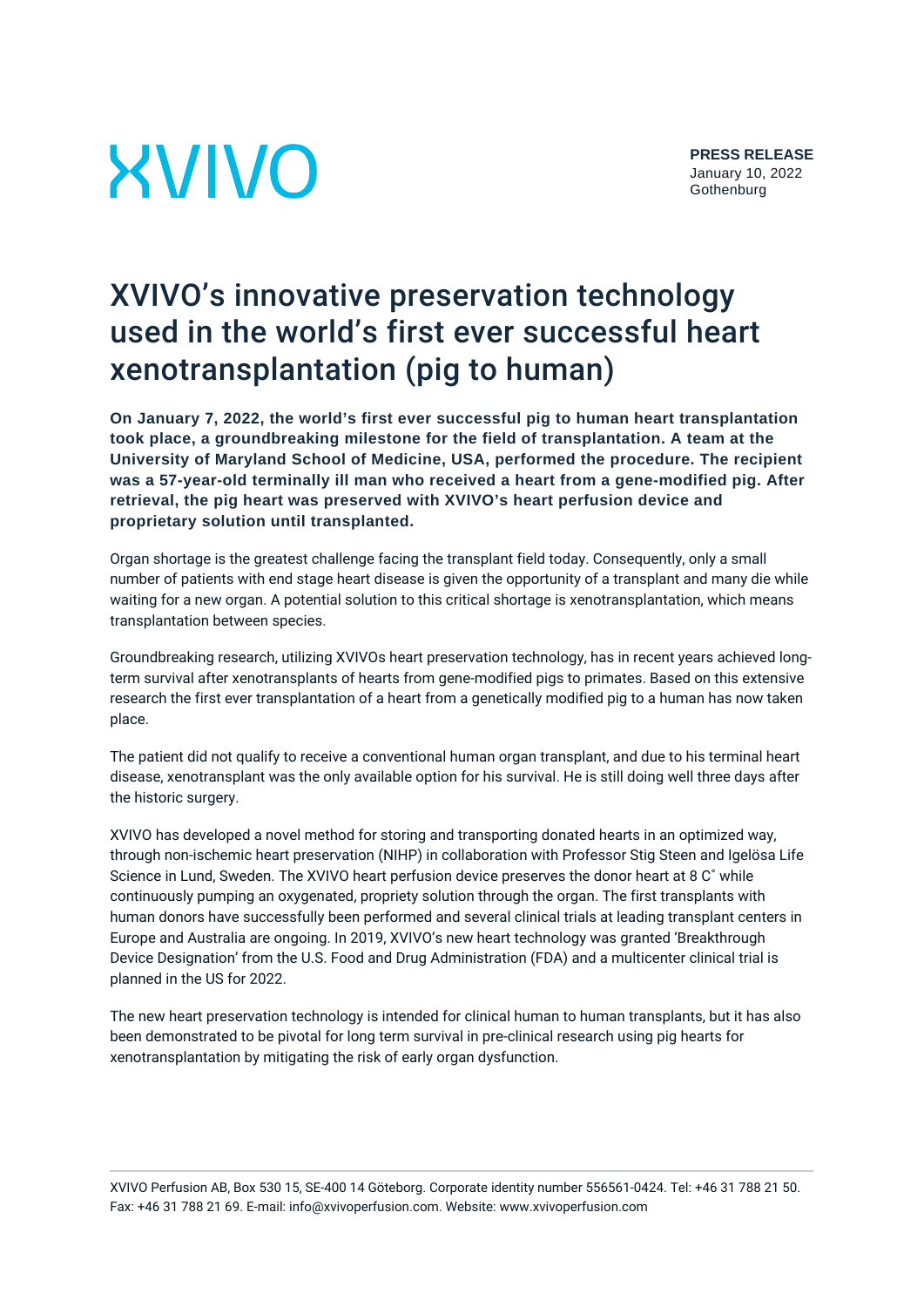XVIVO

**PRESS RELEASE**
January 10, 2022
Gothenburg

# XVIVO's innovative preservation technology used in the world's first ever successful heart xenotransplantation (pig to human)

**On January 7, 2022, the world's first ever successful pig to human heart transplantation took place, a groundbreaking milestone for the field of transplantation. A team at the University of Maryland School of Medicine, USA, performed the procedure. The recipient was a 57-year-old terminally ill man who received a heart from a gene-modified pig. After retrieval, the pig heart was preserved with XVIVO's heart perfusion device and proprietary solution until transplanted.**

Organ shortage is the greatest challenge facing the transplant field today. Consequently, only a small number of patients with end stage heart disease is given the opportunity of a transplant and many die while waiting for a new organ. A potential solution to this critical shortage is xenotransplantation, which means transplantation between species.

Groundbreaking research, utilizing XVIVOs heart preservation technology, has in recent years achieved long-term survival after xenotransplants of hearts from gene-modified pigs to primates. Based on this extensive research the first ever transplantation of a heart from a genetically modified pig to a human has now taken place.

The patient did not qualify to receive a conventional human organ transplant, and due to his terminal heart disease, xenotransplant was the only available option for his survival. He is still doing well three days after the historic surgery.

XVIVO has developed a novel method for storing and transporting donated hearts in an optimized way, through non-ischemic heart preservation (NIHP) in collaboration with Professor Stig Steen and Igelösa Life Science in Lund, Sweden. The XVIVO heart perfusion device preserves the donor heart at 8 C˚ while continuously pumping an oxygenated, propriety solution through the organ. The first transplants with human donors have successfully been performed and several clinical trials at leading transplant centers in Europe and Australia are ongoing. In 2019, XVIVO's new heart technology was granted 'Breakthrough Device Designation' from the U.S. Food and Drug Administration (FDA) and a multicenter clinical trial is planned in the US for 2022.

The new heart preservation technology is intended for clinical human to human transplants, but it has also been demonstrated to be pivotal for long term survival in pre-clinical research using pig hearts for xenotransplantation by mitigating the risk of early organ dysfunction.

XVIVO Perfusion AB, Box 530 15, SE-400 14 Göteborg. Corporate identity number 556561-0424. Tel: +46 31 788 21 50. Fax: +46 31 788 21 69. E-mail: info@xvivoperfusion.com. Website: www.xvivoperfusion.com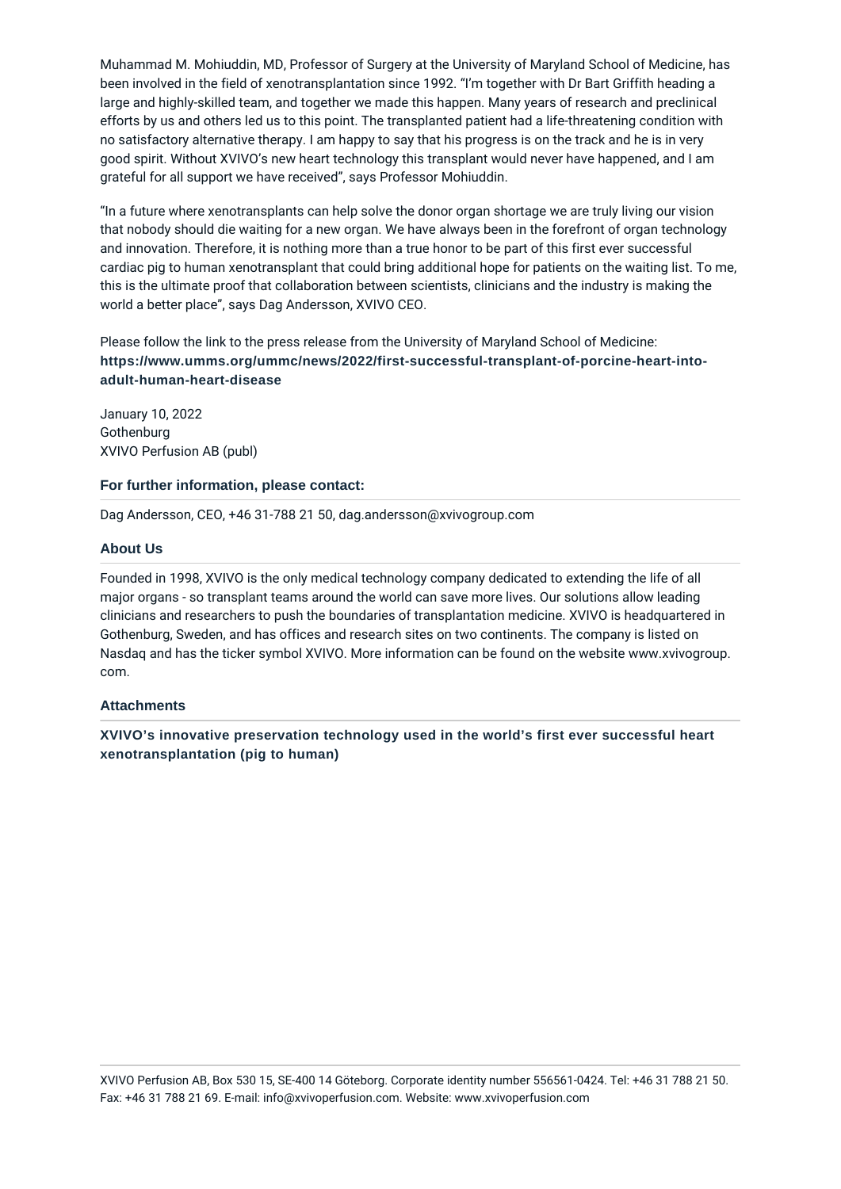Muhammad M. Mohiuddin, MD, Professor of Surgery at the University of Maryland School of Medicine, has been involved in the field of xenotransplantation since 1992. "I'm together with Dr Bart Griffith heading a large and highly-skilled team, and together we made this happen. Many years of research and preclinical efforts by us and others led us to this point. The transplanted patient had a life-threatening condition with no satisfactory alternative therapy. I am happy to say that his progress is on the track and he is in very good spirit. Without XVIVO's new heart technology this transplant would never have happened, and I am grateful for all support we have received", says Professor Mohiuddin.

"In a future where xenotransplants can help solve the donor organ shortage we are truly living our vision that nobody should die waiting for a new organ. We have always been in the forefront of organ technology and innovation. Therefore, it is nothing more than a true honor to be part of this first ever successful cardiac pig to human xenotransplant that could bring additional hope for patients on the waiting list. To me, this is the ultimate proof that collaboration between scientists, clinicians and the industry is making the world a better place", says Dag Andersson, XVIVO CEO.

Please follow the link to the press release from the University of Maryland School of Medicine:
**https://www.umms.org/ummc/news/2022/first-successful-transplant-of-porcine-heart-into-adult-human-heart-disease**

January 10, 2022
Gothenburg
XVIVO Perfusion AB (publ)

### For further information, please contact:

Dag Andersson, CEO, +46 31-788 21 50, dag.andersson@xvivogroup.com

### About Us

Founded in 1998, XVIVO is the only medical technology company dedicated to extending the life of all major organs - so transplant teams around the world can save more lives. Our solutions allow leading clinicians and researchers to push the boundaries of transplantation medicine. XVIVO is headquartered in Gothenburg, Sweden, and has offices and research sites on two continents. The company is listed on Nasdaq and has the ticker symbol XVIVO. More information can be found on the website www.xvivogroup.com.

### Attachments

**XVIVO's innovative preservation technology used in the world's first ever successful heart xenotransplantation (pig to human)**

XVIVO Perfusion AB, Box 530 15, SE-400 14 Göteborg. Corporate identity number 556561-0424. Tel: +46 31 788 21 50. Fax: +46 31 788 21 69. E-mail: info@xvivoperfusion.com. Website: www.xvivoperfusion.com